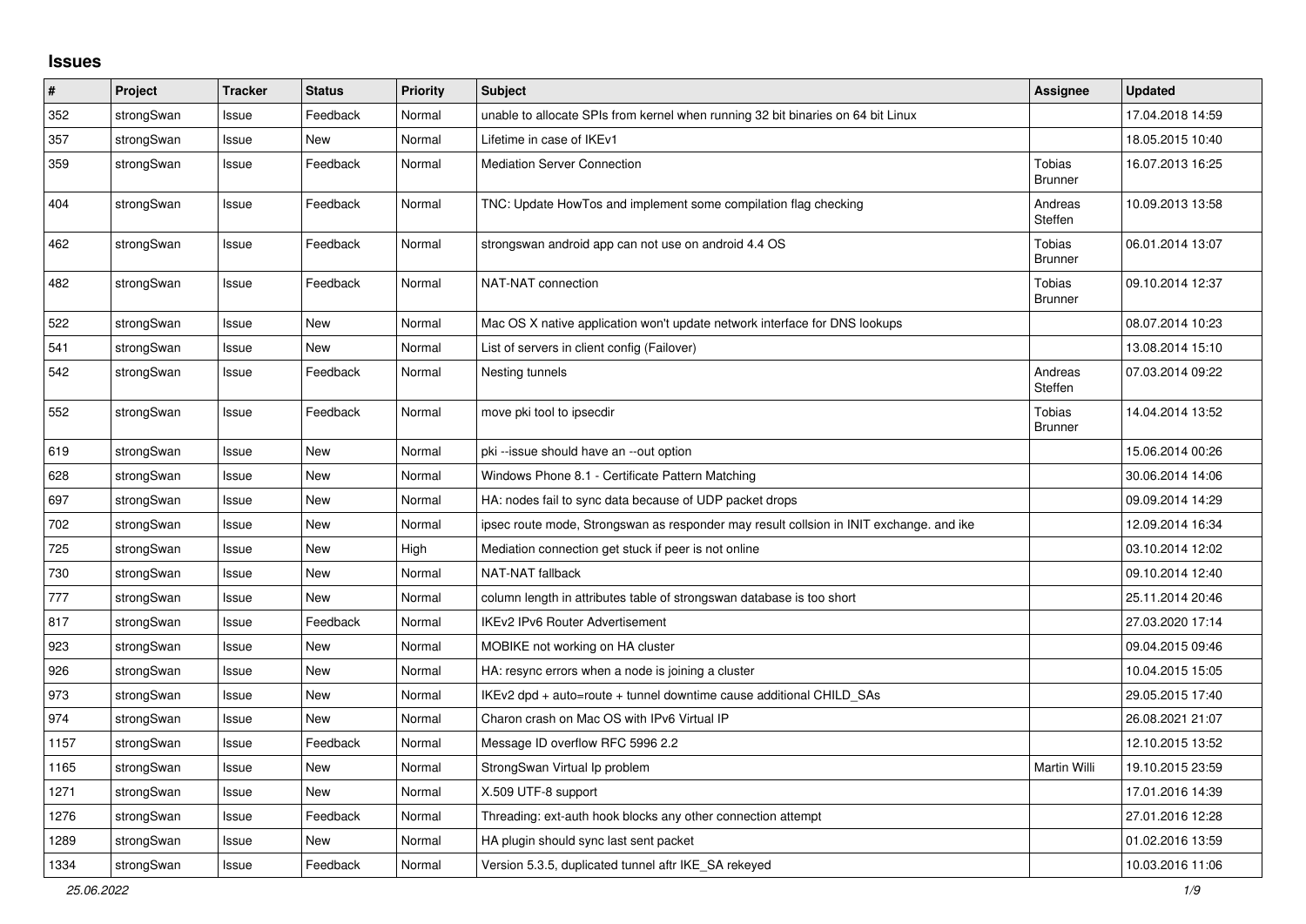## Issues

| # | Project | Tracker | Status | Priority | Subject | Assignee | Updated |
|---|---|---|---|---|---|---|---|
| 352 | strongSwan | Issue | Feedback | Normal | unable to allocate SPIs from kernel when running 32 bit binaries on 64 bit Linux | | 17.04.2018 14:59 |
| 357 | strongSwan | Issue | New | Normal | Lifetime in case of IKEv1 | | 18.05.2015 10:40 |
| 359 | strongSwan | Issue | Feedback | Normal | Mediation Server Connection | Tobias Brunner | 16.07.2013 16:25 |
| 404 | strongSwan | Issue | Feedback | Normal | TNC: Update HowTos and implement some compilation flag checking | Andreas Steffen | 10.09.2013 13:58 |
| 462 | strongSwan | Issue | Feedback | Normal | strongswan android app can not use on android 4.4 OS | Tobias Brunner | 06.01.2014 13:07 |
| 482 | strongSwan | Issue | Feedback | Normal | NAT-NAT connection | Tobias Brunner | 09.10.2014 12:37 |
| 522 | strongSwan | Issue | New | Normal | Mac OS X native application won't update network interface for DNS lookups | | 08.07.2014 10:23 |
| 541 | strongSwan | Issue | New | Normal | List of servers in client config (Failover) | | 13.08.2014 15:10 |
| 542 | strongSwan | Issue | Feedback | Normal | Nesting tunnels | Andreas Steffen | 07.03.2014 09:22 |
| 552 | strongSwan | Issue | Feedback | Normal | move pki tool to ipsecdir | Tobias Brunner | 14.04.2014 13:52 |
| 619 | strongSwan | Issue | New | Normal | pki --issue should have an --out option | | 15.06.2014 00:26 |
| 628 | strongSwan | Issue | New | Normal | Windows Phone 8.1 - Certificate Pattern Matching | | 30.06.2014 14:06 |
| 697 | strongSwan | Issue | New | Normal | HA: nodes fail to sync data because of UDP packet drops | | 09.09.2014 14:29 |
| 702 | strongSwan | Issue | New | Normal | ipsec route mode, Strongswan as responder may result collsion in INIT exchange. and ike | | 12.09.2014 16:34 |
| 725 | strongSwan | Issue | New | High | Mediation connection get stuck if peer is not online | | 03.10.2014 12:02 |
| 730 | strongSwan | Issue | New | Normal | NAT-NAT fallback | | 09.10.2014 12:40 |
| 777 | strongSwan | Issue | New | Normal | column length in attributes table of strongswan database is too short | | 25.11.2014 20:46 |
| 817 | strongSwan | Issue | Feedback | Normal | IKEv2 IPv6 Router Advertisement | | 27.03.2020 17:14 |
| 923 | strongSwan | Issue | New | Normal | MOBIKE not working on HA cluster | | 09.04.2015 09:46 |
| 926 | strongSwan | Issue | New | Normal | HA: resync errors when a node is joining a cluster | | 10.04.2015 15:05 |
| 973 | strongSwan | Issue | New | Normal | IKEv2 dpd + auto=route + tunnel downtime cause additional CHILD_SAs | | 29.05.2015 17:40 |
| 974 | strongSwan | Issue | New | Normal | Charon crash on Mac OS with IPv6 Virtual IP | | 26.08.2021 21:07 |
| 1157 | strongSwan | Issue | Feedback | Normal | Message ID overflow RFC 5996 2.2 | | 12.10.2015 13:52 |
| 1165 | strongSwan | Issue | New | Normal | StrongSwan Virtual Ip problem | Martin Willi | 19.10.2015 23:59 |
| 1271 | strongSwan | Issue | New | Normal | X.509 UTF-8 support | | 17.01.2016 14:39 |
| 1276 | strongSwan | Issue | Feedback | Normal | Threading: ext-auth hook blocks any other connection attempt | | 27.01.2016 12:28 |
| 1289 | strongSwan | Issue | New | Normal | HA plugin should sync last sent packet | | 01.02.2016 13:59 |
| 1334 | strongSwan | Issue | Feedback | Normal | Version 5.3.5, duplicated tunnel aftr IKE_SA rekeyed | | 10.03.2016 11:06 |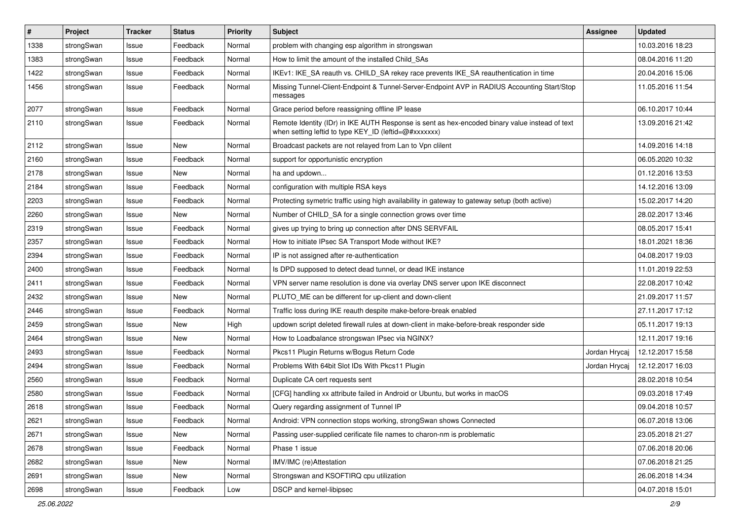| # | Project | Tracker | Status | Priority | Subject | Assignee | Updated |
|---|---|---|---|---|---|---|---|
| 1338 | strongSwan | Issue | Feedback | Normal | problem with changing esp algorithm in strongswan | | 10.03.2016 18:23 |
| 1383 | strongSwan | Issue | Feedback | Normal | How to limit the amount of the installed Child_SAs | | 08.04.2016 11:20 |
| 1422 | strongSwan | Issue | Feedback | Normal | IKEv1: IKE_SA reauth vs. CHILD_SA rekey race prevents IKE_SA reauthentication in time | | 20.04.2016 15:06 |
| 1456 | strongSwan | Issue | Feedback | Normal | Missing Tunnel-Client-Endpoint & Tunnel-Server-Endpoint AVP in RADIUS Accounting Start/Stop messages | | 11.05.2016 11:54 |
| 2077 | strongSwan | Issue | Feedback | Normal | Grace period before reassigning offline IP lease | | 06.10.2017 10:44 |
| 2110 | strongSwan | Issue | Feedback | Normal | Remote Identity (IDr) in IKE AUTH Response is sent as hex-encoded binary value instead of text when setting leftid to type KEY_ID (leftid=@#xxxxxxx) | | 13.09.2016 21:42 |
| 2112 | strongSwan | Issue | New | Normal | Broadcast packets are not relayed from Lan to Vpn clilent | | 14.09.2016 14:18 |
| 2160 | strongSwan | Issue | Feedback | Normal | support for opportunistic encryption | | 06.05.2020 10:32 |
| 2178 | strongSwan | Issue | New | Normal | ha and updown... | | 01.12.2016 13:53 |
| 2184 | strongSwan | Issue | Feedback | Normal | configuration with multiple RSA keys | | 14.12.2016 13:09 |
| 2203 | strongSwan | Issue | Feedback | Normal | Protecting symetric traffic using high availability in gateway to gateway setup (both active) | | 15.02.2017 14:20 |
| 2260 | strongSwan | Issue | New | Normal | Number of CHILD_SA for a single connection grows over time | | 28.02.2017 13:46 |
| 2319 | strongSwan | Issue | Feedback | Normal | gives up trying to bring up connection after DNS SERVFAIL | | 08.05.2017 15:41 |
| 2357 | strongSwan | Issue | Feedback | Normal | How to initiate IPsec SA Transport Mode without IKE? | | 18.01.2021 18:36 |
| 2394 | strongSwan | Issue | Feedback | Normal | IP is not assigned after re-authentication | | 04.08.2017 19:03 |
| 2400 | strongSwan | Issue | Feedback | Normal | Is DPD supposed to detect dead tunnel, or dead IKE instance | | 11.01.2019 22:53 |
| 2411 | strongSwan | Issue | Feedback | Normal | VPN server name resolution is done via overlay DNS server upon IKE disconnect | | 22.08.2017 10:42 |
| 2432 | strongSwan | Issue | New | Normal | PLUTO_ME can be different for up-client and down-client | | 21.09.2017 11:57 |
| 2446 | strongSwan | Issue | Feedback | Normal | Traffic loss during IKE reauth despite make-before-break enabled | | 27.11.2017 17:12 |
| 2459 | strongSwan | Issue | New | High | updown script deleted firewall rules at down-client in make-before-break responder side | | 05.11.2017 19:13 |
| 2464 | strongSwan | Issue | New | Normal | How to Loadbalance strongswan IPsec via NGINX? | | 12.11.2017 19:16 |
| 2493 | strongSwan | Issue | Feedback | Normal | Pkcs11 Plugin Returns w/Bogus Return Code | Jordan Hrycaj | 12.12.2017 15:58 |
| 2494 | strongSwan | Issue | Feedback | Normal | Problems With 64bit Slot IDs With Pkcs11 Plugin | Jordan Hrycaj | 12.12.2017 16:03 |
| 2560 | strongSwan | Issue | Feedback | Normal | Duplicate CA cert requests sent | | 28.02.2018 10:54 |
| 2580 | strongSwan | Issue | Feedback | Normal | [CFG] handling xx attribute failed in Android or Ubuntu, but works in macOS | | 09.03.2018 17:49 |
| 2618 | strongSwan | Issue | Feedback | Normal | Query regarding assignment of Tunnel IP | | 09.04.2018 10:57 |
| 2621 | strongSwan | Issue | Feedback | Normal | Android: VPN connection stops working, strongSwan shows Connected | | 06.07.2018 13:06 |
| 2671 | strongSwan | Issue | New | Normal | Passing user-supplied cerificate file names to charon-nm is problematic | | 23.05.2018 21:27 |
| 2678 | strongSwan | Issue | Feedback | Normal | Phase 1 issue | | 07.06.2018 20:06 |
| 2682 | strongSwan | Issue | New | Normal | IMV/IMC (re)Attestation | | 07.06.2018 21:25 |
| 2691 | strongSwan | Issue | New | Normal | Strongswan and KSOFTIRQ cpu utilization | | 26.06.2018 14:34 |
| 2698 | strongSwan | Issue | Feedback | Low | DSCP and kernel-libipsec | | 04.07.2018 15:01 |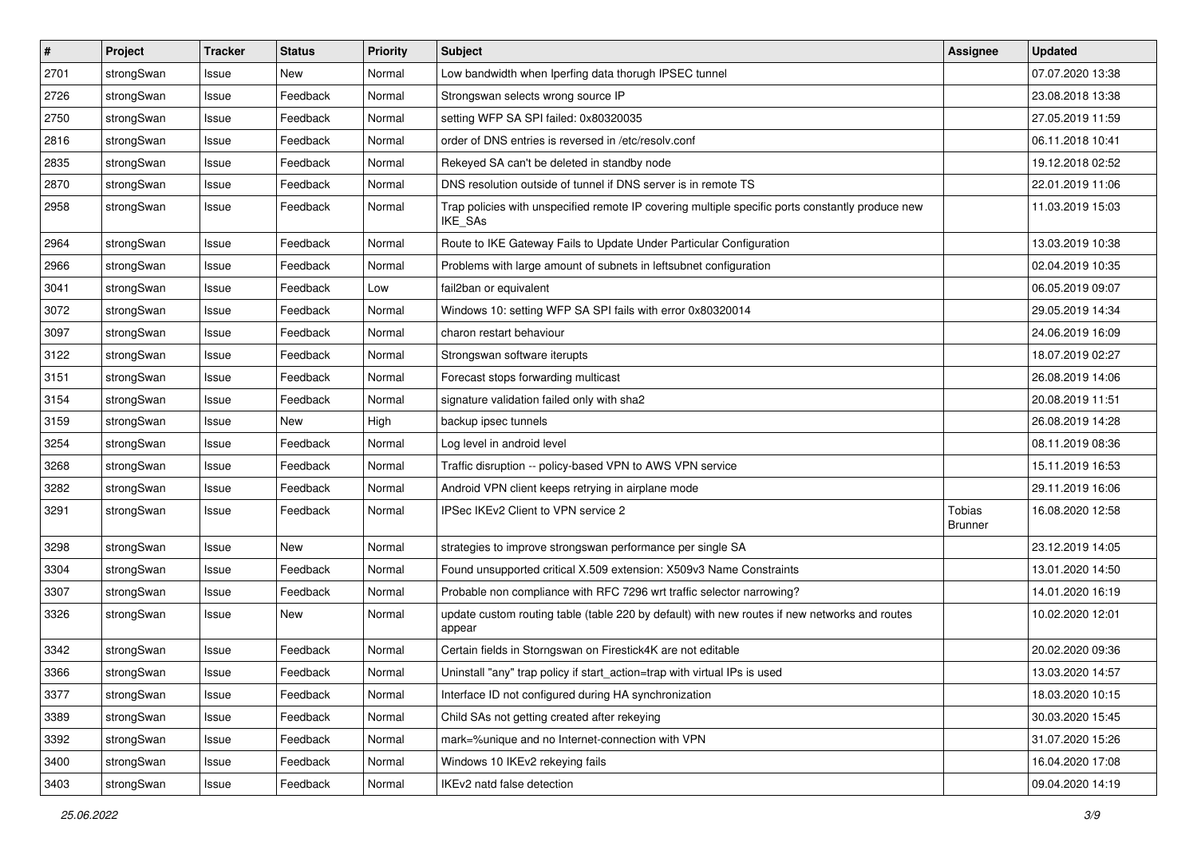| # | Project | Tracker | Status | Priority | Subject | Assignee | Updated |
|---|---|---|---|---|---|---|---|
| 2701 | strongSwan | Issue | New | Normal | Low bandwidth when Iperfing data thorugh IPSEC tunnel | | 07.07.2020 13:38 |
| 2726 | strongSwan | Issue | Feedback | Normal | Strongswan selects wrong source IP | | 23.08.2018 13:38 |
| 2750 | strongSwan | Issue | Feedback | Normal | setting WFP SA SPI failed: 0x80320035 | | 27.05.2019 11:59 |
| 2816 | strongSwan | Issue | Feedback | Normal | order of DNS entries is reversed in /etc/resolv.conf | | 06.11.2018 10:41 |
| 2835 | strongSwan | Issue | Feedback | Normal | Rekeyed SA can't be deleted in standby node | | 19.12.2018 02:52 |
| 2870 | strongSwan | Issue | Feedback | Normal | DNS resolution outside of tunnel if DNS server is in remote TS | | 22.01.2019 11:06 |
| 2958 | strongSwan | Issue | Feedback | Normal | Trap policies with unspecified remote IP covering multiple specific ports constantly produce new IKE_SAs | | 11.03.2019 15:03 |
| 2964 | strongSwan | Issue | Feedback | Normal | Route to IKE Gateway Fails to Update Under Particular Configuration | | 13.03.2019 10:38 |
| 2966 | strongSwan | Issue | Feedback | Normal | Problems with large amount of subnets in leftsubnet configuration | | 02.04.2019 10:35 |
| 3041 | strongSwan | Issue | Feedback | Low | fail2ban or equivalent | | 06.05.2019 09:07 |
| 3072 | strongSwan | Issue | Feedback | Normal | Windows 10: setting WFP SA SPI fails with error 0x80320014 | | 29.05.2019 14:34 |
| 3097 | strongSwan | Issue | Feedback | Normal | charon restart behaviour | | 24.06.2019 16:09 |
| 3122 | strongSwan | Issue | Feedback | Normal | Strongswan software iterupts | | 18.07.2019 02:27 |
| 3151 | strongSwan | Issue | Feedback | Normal | Forecast stops forwarding multicast | | 26.08.2019 14:06 |
| 3154 | strongSwan | Issue | Feedback | Normal | signature validation failed only with sha2 | | 20.08.2019 11:51 |
| 3159 | strongSwan | Issue | New | High | backup ipsec tunnels | | 26.08.2019 14:28 |
| 3254 | strongSwan | Issue | Feedback | Normal | Log level in android level | | 08.11.2019 08:36 |
| 3268 | strongSwan | Issue | Feedback | Normal | Traffic disruption -- policy-based VPN to AWS VPN service | | 15.11.2019 16:53 |
| 3282 | strongSwan | Issue | Feedback | Normal | Android VPN client keeps retrying in airplane mode | | 29.11.2019 16:06 |
| 3291 | strongSwan | Issue | Feedback | Normal | IPSec IKEv2 Client to VPN service 2 | Tobias Brunner | 16.08.2020 12:58 |
| 3298 | strongSwan | Issue | New | Normal | strategies to improve strongswan performance per single SA | | 23.12.2019 14:05 |
| 3304 | strongSwan | Issue | Feedback | Normal | Found unsupported critical X.509 extension: X509v3 Name Constraints | | 13.01.2020 14:50 |
| 3307 | strongSwan | Issue | Feedback | Normal | Probable non compliance with RFC 7296 wrt traffic selector narrowing? | | 14.01.2020 16:19 |
| 3326 | strongSwan | Issue | New | Normal | update custom routing table (table 220 by default) with new routes if new networks and routes appear | | 10.02.2020 12:01 |
| 3342 | strongSwan | Issue | Feedback | Normal | Certain fields in Storngswan on Firestick4K are not editable | | 20.02.2020 09:36 |
| 3366 | strongSwan | Issue | Feedback | Normal | Uninstall "any" trap policy if start_action=trap with virtual IPs is used | | 13.03.2020 14:57 |
| 3377 | strongSwan | Issue | Feedback | Normal | Interface ID not configured during HA synchronization | | 18.03.2020 10:15 |
| 3389 | strongSwan | Issue | Feedback | Normal | Child SAs not getting created after rekeying | | 30.03.2020 15:45 |
| 3392 | strongSwan | Issue | Feedback | Normal | mark=%unique and no Internet-connection with VPN | | 31.07.2020 15:26 |
| 3400 | strongSwan | Issue | Feedback | Normal | Windows 10 IKEv2 rekeying fails | | 16.04.2020 17:08 |
| 3403 | strongSwan | Issue | Feedback | Normal | IKEv2 natd false detection | | 09.04.2020 14:19 |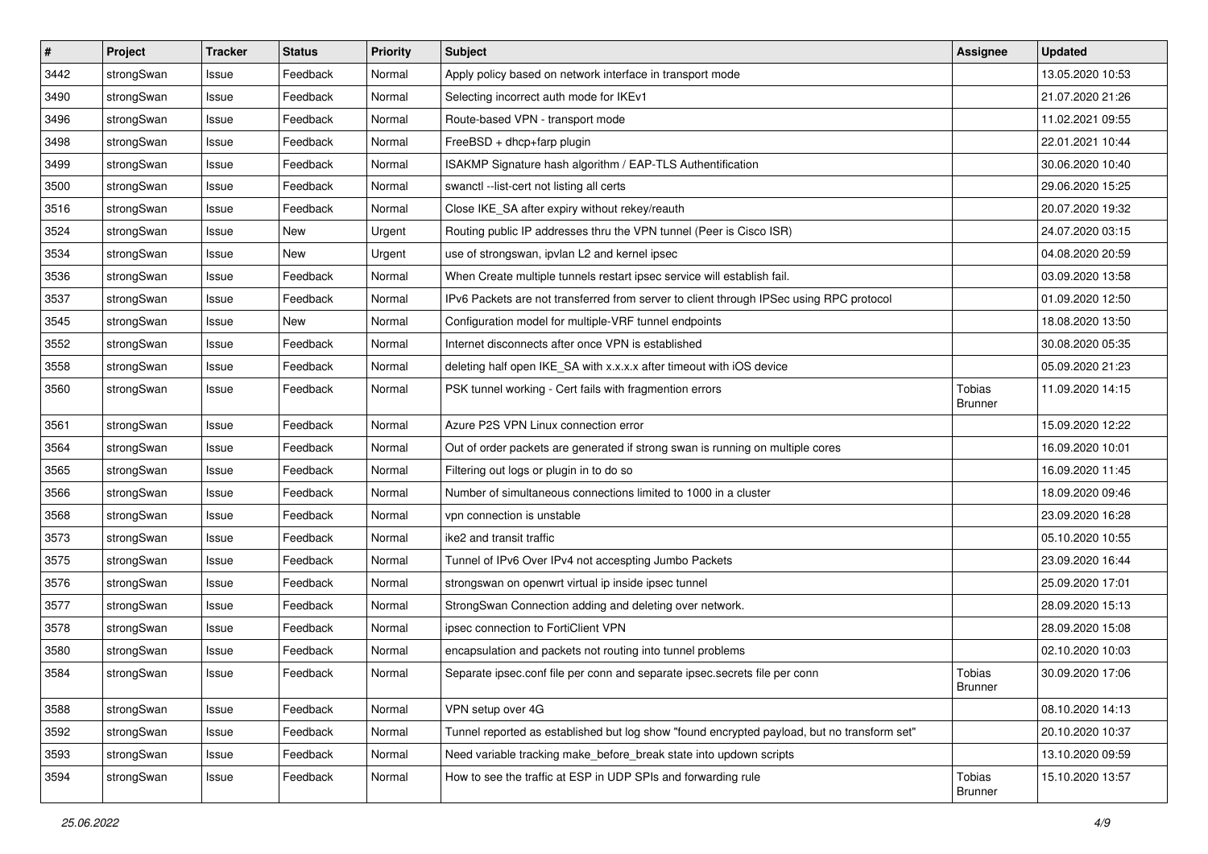| # | Project | Tracker | Status | Priority | Subject | Assignee | Updated |
|---|---|---|---|---|---|---|---|
| 3442 | strongSwan | Issue | Feedback | Normal | Apply policy based on network interface in transport mode | | 13.05.2020 10:53 |
| 3490 | strongSwan | Issue | Feedback | Normal | Selecting incorrect auth mode for IKEv1 | | 21.07.2020 21:26 |
| 3496 | strongSwan | Issue | Feedback | Normal | Route-based VPN - transport mode | | 11.02.2021 09:55 |
| 3498 | strongSwan | Issue | Feedback | Normal | FreeBSD + dhcp+farp plugin | | 22.01.2021 10:44 |
| 3499 | strongSwan | Issue | Feedback | Normal | ISAKMP Signature hash algorithm / EAP-TLS Authentification | | 30.06.2020 10:40 |
| 3500 | strongSwan | Issue | Feedback | Normal | swanctl --list-cert not listing all certs | | 29.06.2020 15:25 |
| 3516 | strongSwan | Issue | Feedback | Normal | Close IKE_SA after expiry without rekey/reauth | | 20.07.2020 19:32 |
| 3524 | strongSwan | Issue | New | Urgent | Routing public IP addresses thru the VPN tunnel (Peer is Cisco ISR) | | 24.07.2020 03:15 |
| 3534 | strongSwan | Issue | New | Urgent | use of strongswan, ipvlan L2 and kernel ipsec | | 04.08.2020 20:59 |
| 3536 | strongSwan | Issue | Feedback | Normal | When Create multiple tunnels restart ipsec service will establish fail. | | 03.09.2020 13:58 |
| 3537 | strongSwan | Issue | Feedback | Normal | IPv6 Packets are not transferred from server to client through IPSec using RPC protocol | | 01.09.2020 12:50 |
| 3545 | strongSwan | Issue | New | Normal | Configuration model for multiple-VRF tunnel endpoints | | 18.08.2020 13:50 |
| 3552 | strongSwan | Issue | Feedback | Normal | Internet disconnects after once VPN is established | | 30.08.2020 05:35 |
| 3558 | strongSwan | Issue | Feedback | Normal | deleting half open IKE_SA with x.x.x.x after timeout with iOS device | | 05.09.2020 21:23 |
| 3560 | strongSwan | Issue | Feedback | Normal | PSK tunnel working - Cert fails with fragmention errors | Tobias Brunner | 11.09.2020 14:15 |
| 3561 | strongSwan | Issue | Feedback | Normal | Azure P2S VPN Linux connection error | | 15.09.2020 12:22 |
| 3564 | strongSwan | Issue | Feedback | Normal | Out of order packets are generated if strong swan is running on multiple cores | | 16.09.2020 10:01 |
| 3565 | strongSwan | Issue | Feedback | Normal | Filtering out logs or plugin in to do so | | 16.09.2020 11:45 |
| 3566 | strongSwan | Issue | Feedback | Normal | Number of simultaneous connections limited to 1000 in a cluster | | 18.09.2020 09:46 |
| 3568 | strongSwan | Issue | Feedback | Normal | vpn connection is unstable | | 23.09.2020 16:28 |
| 3573 | strongSwan | Issue | Feedback | Normal | ike2 and transit traffic | | 05.10.2020 10:55 |
| 3575 | strongSwan | Issue | Feedback | Normal | Tunnel of IPv6 Over IPv4 not accespting Jumbo Packets | | 23.09.2020 16:44 |
| 3576 | strongSwan | Issue | Feedback | Normal | strongswan on openwrt virtual ip inside ipsec tunnel | | 25.09.2020 17:01 |
| 3577 | strongSwan | Issue | Feedback | Normal | StrongSwan Connection adding and deleting over network. | | 28.09.2020 15:13 |
| 3578 | strongSwan | Issue | Feedback | Normal | ipsec connection to FortiClient VPN | | 28.09.2020 15:08 |
| 3580 | strongSwan | Issue | Feedback | Normal | encapsulation and packets not routing into tunnel problems | | 02.10.2020 10:03 |
| 3584 | strongSwan | Issue | Feedback | Normal | Separate ipsec.conf file per conn and separate ipsec.secrets file per conn | Tobias Brunner | 30.09.2020 17:06 |
| 3588 | strongSwan | Issue | Feedback | Normal | VPN setup over 4G | | 08.10.2020 14:13 |
| 3592 | strongSwan | Issue | Feedback | Normal | Tunnel reported as established but log show "found encrypted payload, but no transform set" | | 20.10.2020 10:37 |
| 3593 | strongSwan | Issue | Feedback | Normal | Need variable tracking make_before_break state into updown scripts | | 13.10.2020 09:59 |
| 3594 | strongSwan | Issue | Feedback | Normal | How to see the traffic at ESP in UDP SPIs and forwarding rule | Tobias Brunner | 15.10.2020 13:57 |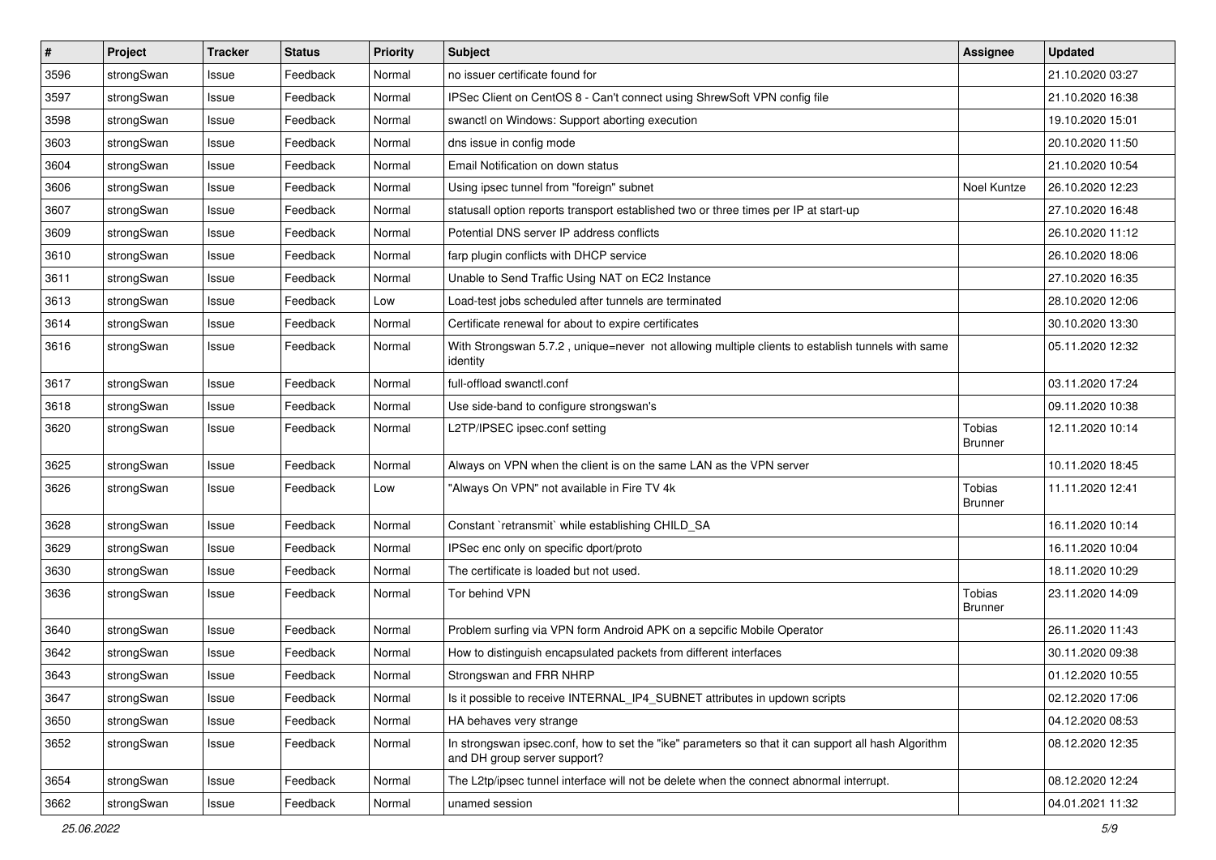| # | Project | Tracker | Status | Priority | Subject | Assignee | Updated |
|---|---|---|---|---|---|---|---|
| 3596 | strongSwan | Issue | Feedback | Normal | no issuer certificate found for | | 21.10.2020 03:27 |
| 3597 | strongSwan | Issue | Feedback | Normal | IPSec Client on CentOS 8 - Can't connect using ShrewSoft VPN config file | | 21.10.2020 16:38 |
| 3598 | strongSwan | Issue | Feedback | Normal | swanctl on Windows: Support aborting execution | | 19.10.2020 15:01 |
| 3603 | strongSwan | Issue | Feedback | Normal | dns issue in config mode | | 20.10.2020 11:50 |
| 3604 | strongSwan | Issue | Feedback | Normal | Email Notification on down status | | 21.10.2020 10:54 |
| 3606 | strongSwan | Issue | Feedback | Normal | Using ipsec tunnel from "foreign" subnet | Noel Kuntze | 26.10.2020 12:23 |
| 3607 | strongSwan | Issue | Feedback | Normal | statusall option reports transport established two or three times per IP at start-up | | 27.10.2020 16:48 |
| 3609 | strongSwan | Issue | Feedback | Normal | Potential DNS server IP address conflicts | | 26.10.2020 11:12 |
| 3610 | strongSwan | Issue | Feedback | Normal | farp plugin conflicts with DHCP service | | 26.10.2020 18:06 |
| 3611 | strongSwan | Issue | Feedback | Normal | Unable to Send Traffic Using NAT on EC2 Instance | | 27.10.2020 16:35 |
| 3613 | strongSwan | Issue | Feedback | Low | Load-test jobs scheduled after tunnels are terminated | | 28.10.2020 12:06 |
| 3614 | strongSwan | Issue | Feedback | Normal | Certificate renewal for about to expire certificates | | 30.10.2020 13:30 |
| 3616 | strongSwan | Issue | Feedback | Normal | With Strongswan 5.7.2 , unique=never not allowing multiple clients to establish tunnels with same identity | | 05.11.2020 12:32 |
| 3617 | strongSwan | Issue | Feedback | Normal | full-offload swanctl.conf | | 03.11.2020 17:24 |
| 3618 | strongSwan | Issue | Feedback | Normal | Use side-band to configure strongswan's | | 09.11.2020 10:38 |
| 3620 | strongSwan | Issue | Feedback | Normal | L2TP/IPSEC ipsec.conf setting | Tobias Brunner | 12.11.2020 10:14 |
| 3625 | strongSwan | Issue | Feedback | Normal | Always on VPN when the client is on the same LAN as the VPN server | | 10.11.2020 18:45 |
| 3626 | strongSwan | Issue | Feedback | Low | "Always On VPN" not available in Fire TV 4k | Tobias Brunner | 11.11.2020 12:41 |
| 3628 | strongSwan | Issue | Feedback | Normal | Constant `retransmit` while establishing CHILD_SA | | 16.11.2020 10:14 |
| 3629 | strongSwan | Issue | Feedback | Normal | IPSec enc only on specific dport/proto | | 16.11.2020 10:04 |
| 3630 | strongSwan | Issue | Feedback | Normal | The certificate is loaded but not used. | | 18.11.2020 10:29 |
| 3636 | strongSwan | Issue | Feedback | Normal | Tor behind VPN | Tobias Brunner | 23.11.2020 14:09 |
| 3640 | strongSwan | Issue | Feedback | Normal | Problem surfing via VPN form Android APK on a sepcific Mobile Operator | | 26.11.2020 11:43 |
| 3642 | strongSwan | Issue | Feedback | Normal | How to distinguish encapsulated packets from different interfaces | | 30.11.2020 09:38 |
| 3643 | strongSwan | Issue | Feedback | Normal | Strongswan and FRR NHRP | | 01.12.2020 10:55 |
| 3647 | strongSwan | Issue | Feedback | Normal | Is it possible to receive INTERNAL_IP4_SUBNET attributes in updown scripts | | 02.12.2020 17:06 |
| 3650 | strongSwan | Issue | Feedback | Normal | HA behaves very strange | | 04.12.2020 08:53 |
| 3652 | strongSwan | Issue | Feedback | Normal | In strongswan ipsec.conf, how to set the "ike" parameters so that it can support all hash Algorithm and DH group server support? | | 08.12.2020 12:35 |
| 3654 | strongSwan | Issue | Feedback | Normal | The L2tp/ipsec tunnel interface will not be delete when the connect abnormal interrupt. | | 08.12.2020 12:24 |
| 3662 | strongSwan | Issue | Feedback | Normal | unamed session | | 04.01.2021 11:32 |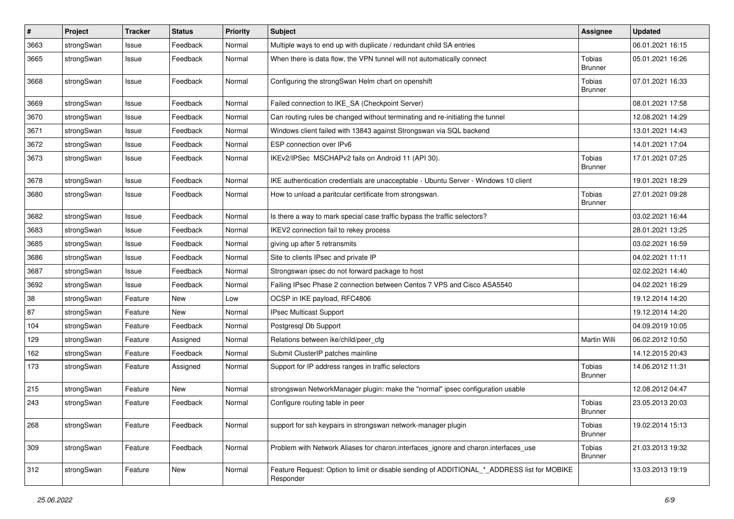| # | Project | Tracker | Status | Priority | Subject | Assignee | Updated |
|---|---|---|---|---|---|---|---|
| 3663 | strongSwan | Issue | Feedback | Normal | Multiple ways to end up with duplicate / redundant child SA entries | | 06.01.2021 16:15 |
| 3665 | strongSwan | Issue | Feedback | Normal | When there is data flow, the VPN tunnel will not automatically connect | Tobias Brunner | 05.01.2021 16:26 |
| 3668 | strongSwan | Issue | Feedback | Normal | Configuring the strongSwan Helm chart on openshift | Tobias Brunner | 07.01.2021 16:33 |
| 3669 | strongSwan | Issue | Feedback | Normal | Failed connection to IKE_SA (Checkpoint Server) | | 08.01.2021 17:58 |
| 3670 | strongSwan | Issue | Feedback | Normal | Can routing rules be changed without terminating and re-initiating the tunnel | | 12.08.2021 14:29 |
| 3671 | strongSwan | Issue | Feedback | Normal | Windows client failed with 13843 against Strongswan via SQL backend | | 13.01.2021 14:43 |
| 3672 | strongSwan | Issue | Feedback | Normal | ESP connection over IPv6 | | 14.01.2021 17:04 |
| 3673 | strongSwan | Issue | Feedback | Normal | IKEv2/IPSec MSCHAPv2 fails on Android 11 (API 30). | Tobias Brunner | 17.01.2021 07:25 |
| 3678 | strongSwan | Issue | Feedback | Normal | IKE authentication credentials are unacceptable - Ubuntu Server - Windows 10 client | | 19.01.2021 18:29 |
| 3680 | strongSwan | Issue | Feedback | Normal | How to unload a paritcular certificate from strongswan. | Tobias Brunner | 27.01.2021 09:28 |
| 3682 | strongSwan | Issue | Feedback | Normal | Is there a way to mark special case traffic bypass the traffic selectors? | | 03.02.2021 16:44 |
| 3683 | strongSwan | Issue | Feedback | Normal | IKEV2 connection fail to rekey process | | 28.01.2021 13:25 |
| 3685 | strongSwan | Issue | Feedback | Normal | giving up after 5 retransmits | | 03.02.2021 16:59 |
| 3686 | strongSwan | Issue | Feedback | Normal | Site to clients IPsec and private IP | | 04.02.2021 11:11 |
| 3687 | strongSwan | Issue | Feedback | Normal | Strongswan ipsec do not forward package to host | | 02.02.2021 14:40 |
| 3692 | strongSwan | Issue | Feedback | Normal | Failing IPsec Phase 2 connection between Centos 7 VPS and Cisco ASA5540 | | 04.02.2021 16:29 |
| 38 | strongSwan | Feature | New | Low | OCSP in IKE payload, RFC4806 | | 19.12.2014 14:20 |
| 87 | strongSwan | Feature | New | Normal | IPsec Multicast Support | | 19.12.2014 14:20 |
| 104 | strongSwan | Feature | Feedback | Normal | Postgresql Db Support | | 04.09.2019 10:05 |
| 129 | strongSwan | Feature | Assigned | Normal | Relations between ike/child/peer_cfg | Martin Willi | 06.02.2012 10:50 |
| 162 | strongSwan | Feature | Feedback | Normal | Submit ClusterIP patches mainline | | 14.12.2015 20:43 |
| 173 | strongSwan | Feature | Assigned | Normal | Support for IP address ranges in traffic selectors | Tobias Brunner | 14.06.2012 11:31 |
| 215 | strongSwan | Feature | New | Normal | strongswan NetworkManager plugin: make the "normal" ipsec configuration usable | | 12.08.2012 04:47 |
| 243 | strongSwan | Feature | Feedback | Normal | Configure routing table in peer | Tobias Brunner | 23.05.2013 20:03 |
| 268 | strongSwan | Feature | Feedback | Normal | support for ssh keypairs in strongswan network-manager plugin | Tobias Brunner | 19.02.2014 15:13 |
| 309 | strongSwan | Feature | Feedback | Normal | Problem with Network Aliases for charon.interfaces_ignore and charon.interfaces_use | Tobias Brunner | 21.03.2013 19:32 |
| 312 | strongSwan | Feature | New | Normal | Feature Request: Option to limit or disable sending of ADDITIONAL_*_ADDRESS list for MOBIKE Responder | | 13.03.2013 19:19 |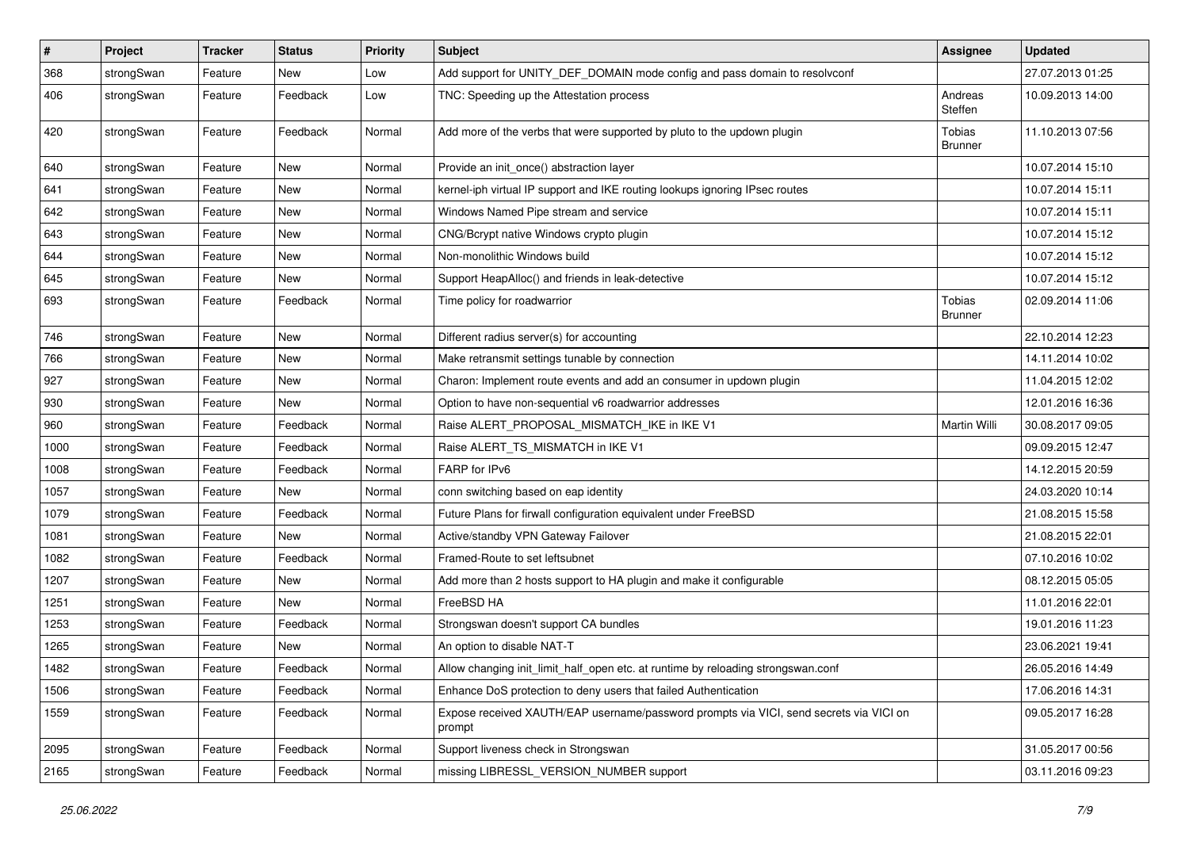| # | Project | Tracker | Status | Priority | Subject | Assignee | Updated |
| --- | --- | --- | --- | --- | --- | --- | --- |
| 368 | strongSwan | Feature | New | Low | Add support for UNITY_DEF_DOMAIN mode config and pass domain to resolvconf | | 27.07.2013 01:25 |
| 406 | strongSwan | Feature | Feedback | Low | TNC: Speeding up the Attestation process | Andreas Steffen | 10.09.2013 14:00 |
| 420 | strongSwan | Feature | Feedback | Normal | Add more of the verbs that were supported by pluto to the updown plugin | Tobias Brunner | 11.10.2013 07:56 |
| 640 | strongSwan | Feature | New | Normal | Provide an init_once() abstraction layer | | 10.07.2014 15:10 |
| 641 | strongSwan | Feature | New | Normal | kernel-iph virtual IP support and IKE routing lookups ignoring IPsec routes | | 10.07.2014 15:11 |
| 642 | strongSwan | Feature | New | Normal | Windows Named Pipe stream and service | | 10.07.2014 15:11 |
| 643 | strongSwan | Feature | New | Normal | CNG/Bcrypt native Windows crypto plugin | | 10.07.2014 15:12 |
| 644 | strongSwan | Feature | New | Normal | Non-monolithic Windows build | | 10.07.2014 15:12 |
| 645 | strongSwan | Feature | New | Normal | Support HeapAlloc() and friends in leak-detective | | 10.07.2014 15:12 |
| 693 | strongSwan | Feature | Feedback | Normal | Time policy for roadwarrior | Tobias Brunner | 02.09.2014 11:06 |
| 746 | strongSwan | Feature | New | Normal | Different radius server(s) for accounting | | 22.10.2014 12:23 |
| 766 | strongSwan | Feature | New | Normal | Make retransmit settings tunable by connection | | 14.11.2014 10:02 |
| 927 | strongSwan | Feature | New | Normal | Charon: Implement route events and add an consumer in updown plugin | | 11.04.2015 12:02 |
| 930 | strongSwan | Feature | New | Normal | Option to have non-sequential v6 roadwarrior addresses | | 12.01.2016 16:36 |
| 960 | strongSwan | Feature | Feedback | Normal | Raise ALERT_PROPOSAL_MISMATCH_IKE in IKE V1 | Martin Willi | 30.08.2017 09:05 |
| 1000 | strongSwan | Feature | Feedback | Normal | Raise ALERT_TS_MISMATCH in IKE V1 | | 09.09.2015 12:47 |
| 1008 | strongSwan | Feature | Feedback | Normal | FARP for IPv6 | | 14.12.2015 20:59 |
| 1057 | strongSwan | Feature | New | Normal | conn switching based on eap identity | | 24.03.2020 10:14 |
| 1079 | strongSwan | Feature | Feedback | Normal | Future Plans for firwall configuration equivalent under FreeBSD | | 21.08.2015 15:58 |
| 1081 | strongSwan | Feature | New | Normal | Active/standby VPN Gateway Failover | | 21.08.2015 22:01 |
| 1082 | strongSwan | Feature | Feedback | Normal | Framed-Route to set leftsubnet | | 07.10.2016 10:02 |
| 1207 | strongSwan | Feature | New | Normal | Add more than 2 hosts support to HA plugin and make it configurable | | 08.12.2015 05:05 |
| 1251 | strongSwan | Feature | New | Normal | FreeBSD HA | | 11.01.2016 22:01 |
| 1253 | strongSwan | Feature | Feedback | Normal | Strongswan doesn't support CA bundles | | 19.01.2016 11:23 |
| 1265 | strongSwan | Feature | New | Normal | An option to disable NAT-T | | 23.06.2021 19:41 |
| 1482 | strongSwan | Feature | Feedback | Normal | Allow changing init_limit_half_open etc. at runtime by reloading strongswan.conf | | 26.05.2016 14:49 |
| 1506 | strongSwan | Feature | Feedback | Normal | Enhance DoS protection to deny users that failed Authentication | | 17.06.2016 14:31 |
| 1559 | strongSwan | Feature | Feedback | Normal | Expose received XAUTH/EAP username/password prompts via VICI, send secrets via VICI on prompt | | 09.05.2017 16:28 |
| 2095 | strongSwan | Feature | Feedback | Normal | Support liveness check in Strongswan | | 31.05.2017 00:56 |
| 2165 | strongSwan | Feature | Feedback | Normal | missing LIBRESSL_VERSION_NUMBER support | | 03.11.2016 09:23 |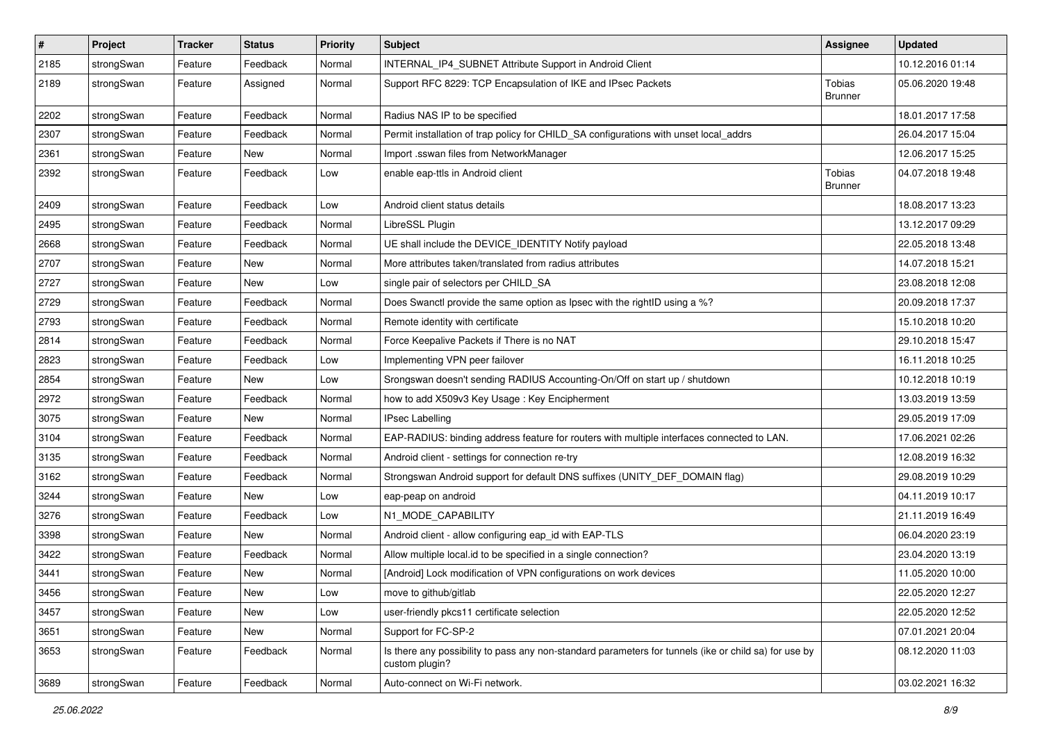| # | Project | Tracker | Status | Priority | Subject | Assignee | Updated |
|---|---|---|---|---|---|---|---|
| 2185 | strongSwan | Feature | Feedback | Normal | INTERNAL_IP4_SUBNET Attribute Support in Android Client | | 10.12.2016 01:14 |
| 2189 | strongSwan | Feature | Assigned | Normal | Support RFC 8229: TCP Encapsulation of IKE and IPsec Packets | Tobias Brunner | 05.06.2020 19:48 |
| 2202 | strongSwan | Feature | Feedback | Normal | Radius NAS IP to be specified | | 18.01.2017 17:58 |
| 2307 | strongSwan | Feature | Feedback | Normal | Permit installation of trap policy for CHILD_SA configurations with unset local_addrs | | 26.04.2017 15:04 |
| 2361 | strongSwan | Feature | New | Normal | Import .sswan files from NetworkManager | | 12.06.2017 15:25 |
| 2392 | strongSwan | Feature | Feedback | Low | enable eap-ttls in Android client | Tobias Brunner | 04.07.2018 19:48 |
| 2409 | strongSwan | Feature | Feedback | Low | Android client status details | | 18.08.2017 13:23 |
| 2495 | strongSwan | Feature | Feedback | Normal | LibreSSL Plugin | | 13.12.2017 09:29 |
| 2668 | strongSwan | Feature | Feedback | Normal | UE shall include the DEVICE_IDENTITY Notify payload | | 22.05.2018 13:48 |
| 2707 | strongSwan | Feature | New | Normal | More attributes taken/translated from radius attributes | | 14.07.2018 15:21 |
| 2727 | strongSwan | Feature | New | Low | single pair of selectors per CHILD_SA | | 23.08.2018 12:08 |
| 2729 | strongSwan | Feature | Feedback | Normal | Does Swanctl provide the same option as Ipsec with the rightID using a %? | | 20.09.2018 17:37 |
| 2793 | strongSwan | Feature | Feedback | Normal | Remote identity with certificate | | 15.10.2018 10:20 |
| 2814 | strongSwan | Feature | Feedback | Normal | Force Keepalive Packets if There is no NAT | | 29.10.2018 15:47 |
| 2823 | strongSwan | Feature | Feedback | Low | Implementing VPN peer failover | | 16.11.2018 10:25 |
| 2854 | strongSwan | Feature | New | Low | Srongswan doesn't sending RADIUS Accounting-On/Off on start up / shutdown | | 10.12.2018 10:19 |
| 2972 | strongSwan | Feature | Feedback | Normal | how to add X509v3 Key Usage : Key Encipherment | | 13.03.2019 13:59 |
| 3075 | strongSwan | Feature | New | Normal | IPsec Labelling | | 29.05.2019 17:09 |
| 3104 | strongSwan | Feature | Feedback | Normal | EAP-RADIUS: binding address feature for routers with multiple interfaces connected to LAN. | | 17.06.2021 02:26 |
| 3135 | strongSwan | Feature | Feedback | Normal | Android client - settings for connection re-try | | 12.08.2019 16:32 |
| 3162 | strongSwan | Feature | Feedback | Normal | Strongswan Android support for default DNS suffixes (UNITY_DEF_DOMAIN flag) | | 29.08.2019 10:29 |
| 3244 | strongSwan | Feature | New | Low | eap-peap on android | | 04.11.2019 10:17 |
| 3276 | strongSwan | Feature | Feedback | Low | N1_MODE_CAPABILITY | | 21.11.2019 16:49 |
| 3398 | strongSwan | Feature | New | Normal | Android client - allow configuring eap_id with EAP-TLS | | 06.04.2020 23:19 |
| 3422 | strongSwan | Feature | Feedback | Normal | Allow multiple local.id to be specified in a single connection? | | 23.04.2020 13:19 |
| 3441 | strongSwan | Feature | New | Normal | [Android] Lock modification of VPN configurations on work devices | | 11.05.2020 10:00 |
| 3456 | strongSwan | Feature | New | Low | move to github/gitlab | | 22.05.2020 12:27 |
| 3457 | strongSwan | Feature | New | Low | user-friendly pkcs11 certificate selection | | 22.05.2020 12:52 |
| 3651 | strongSwan | Feature | New | Normal | Support for FC-SP-2 | | 07.01.2021 20:04 |
| 3653 | strongSwan | Feature | Feedback | Normal | Is there any possibility to pass any non-standard parameters for tunnels (ike or child sa) for use by custom plugin? | | 08.12.2020 11:03 |
| 3689 | strongSwan | Feature | Feedback | Normal | Auto-connect on Wi-Fi network. | | 03.02.2021 16:32 |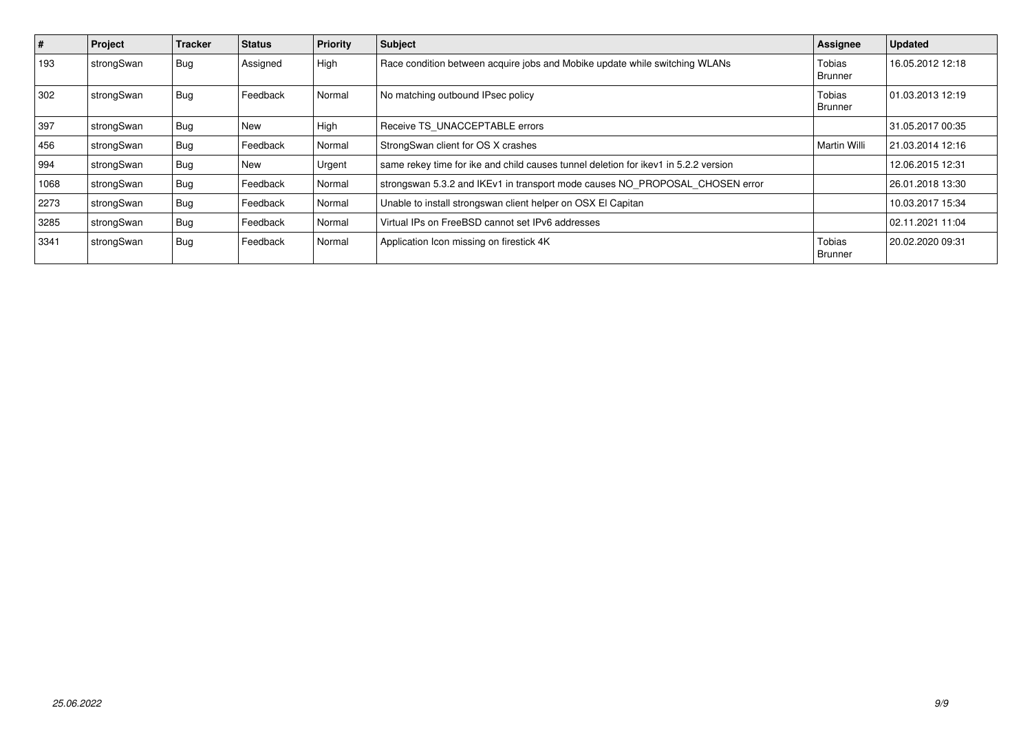| # | Project | Tracker | Status | Priority | Subject | Assignee | Updated |
|---|---|---|---|---|---|---|---|
| 193 | strongSwan | Bug | Assigned | High | Race condition between acquire jobs and Mobike update while switching WLANs | Tobias Brunner | 16.05.2012 12:18 |
| 302 | strongSwan | Bug | Feedback | Normal | No matching outbound IPsec policy | Tobias Brunner | 01.03.2013 12:19 |
| 397 | strongSwan | Bug | New | High | Receive TS_UNACCEPTABLE errors | | 31.05.2017 00:35 |
| 456 | strongSwan | Bug | Feedback | Normal | StrongSwan client for OS X crashes | Martin Willi | 21.03.2014 12:16 |
| 994 | strongSwan | Bug | New | Urgent | same rekey time for ike and child causes tunnel deletion for ikev1 in 5.2.2 version | | 12.06.2015 12:31 |
| 1068 | strongSwan | Bug | Feedback | Normal | strongswan 5.3.2 and IKEv1 in transport mode causes NO_PROPOSAL_CHOSEN error | | 26.01.2018 13:30 |
| 2273 | strongSwan | Bug | Feedback | Normal | Unable to install strongswan client helper on OSX El Capitan | | 10.03.2017 15:34 |
| 3285 | strongSwan | Bug | Feedback | Normal | Virtual IPs on FreeBSD cannot set IPv6 addresses | | 02.11.2021 11:04 |
| 3341 | strongSwan | Bug | Feedback | Normal | Application Icon missing on firestick 4K | Tobias Brunner | 20.02.2020 09:31 |